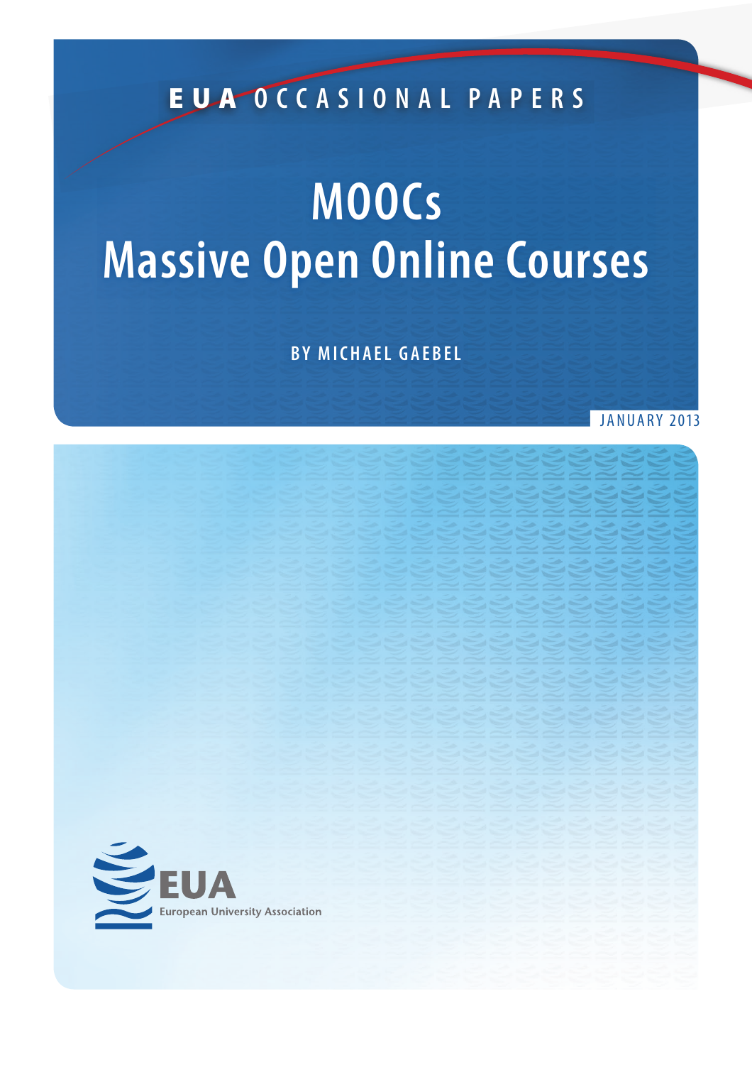EUA OCCASIONAL PAPERS

# MOOCs
# Massive Open Online Courses

BY MICHAEL GAEBEL

JANUARY 2013

EUA
European University Association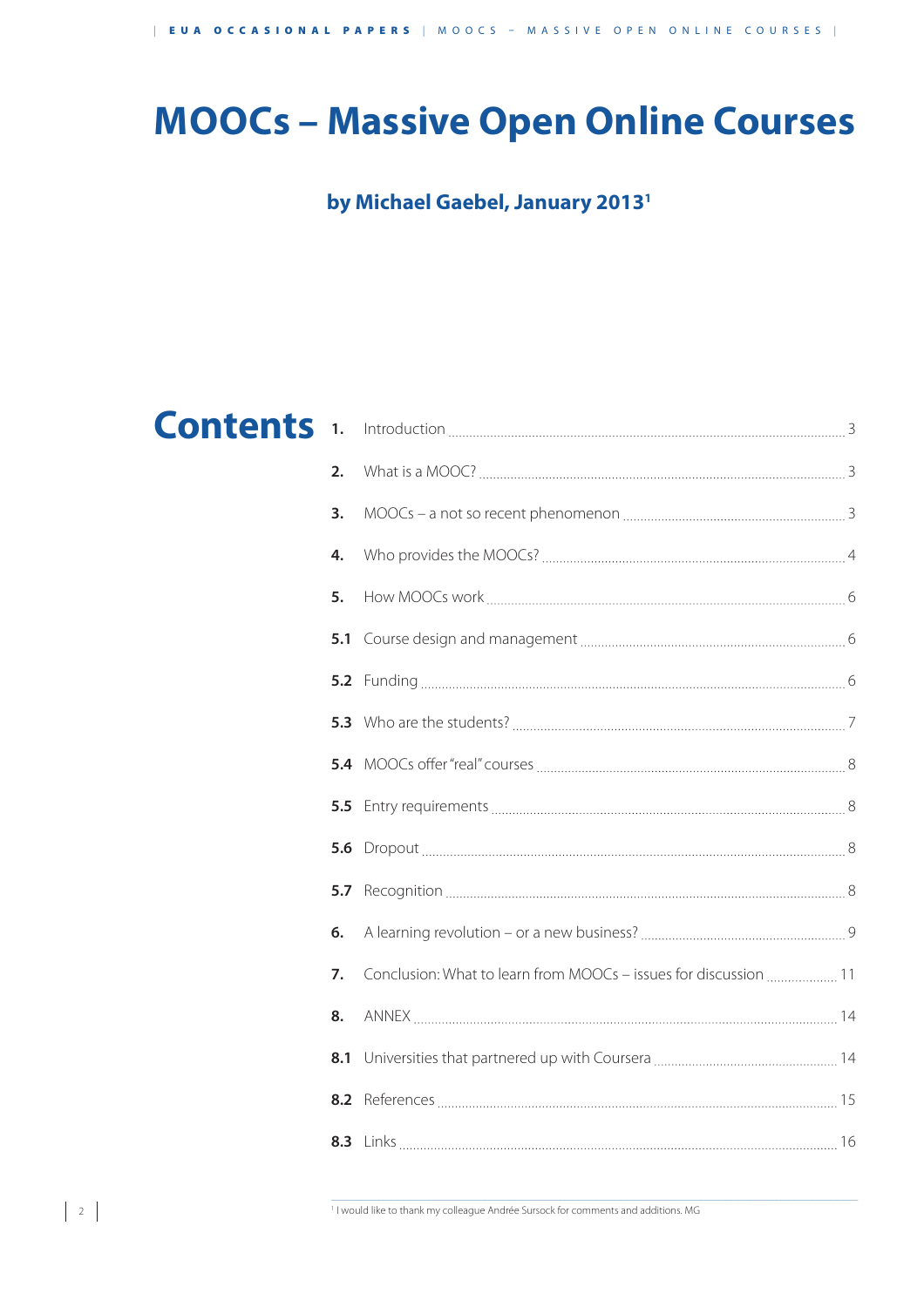# MOOCs – Massive Open Online Courses

**by Michael Gaebel, January 2013[1]**

## Contents

| | | |
|---|---|---|
| **1.** | Introduction | 3 |
| **2.** | What is a MOOC? | 3 |
| **3.** | MOOCs – a not so recent phenomenon | 3 |
| **4.** | Who provides the MOOCs? | 4 |
| **5.** | How MOOCs work | 6 |
| **5.1** | Course design and management | 6 |
| **5.2** | Funding | 6 |
| **5.3** | Who are the students? | 7 |
| **5.4** | MOOCs offer "real" courses | 8 |
| **5.5** | Entry requirements | 8 |
| **5.6** | Dropout | 8 |
| **5.7** | Recognition | 8 |
| **6.** | A learning revolution – or a new business? | 9 |
| **7.** | Conclusion: What to learn from MOOCs – issues for discussion | 11 |
| **8.** | ANNEX | 14 |
| **8.1** | Universities that partnered up with Coursera | 14 |
| **8.2** | References | 15 |
| **8.3** | Links | 16 |

[1] I would like to thank my colleague Andrée Sursock for comments and additions. MG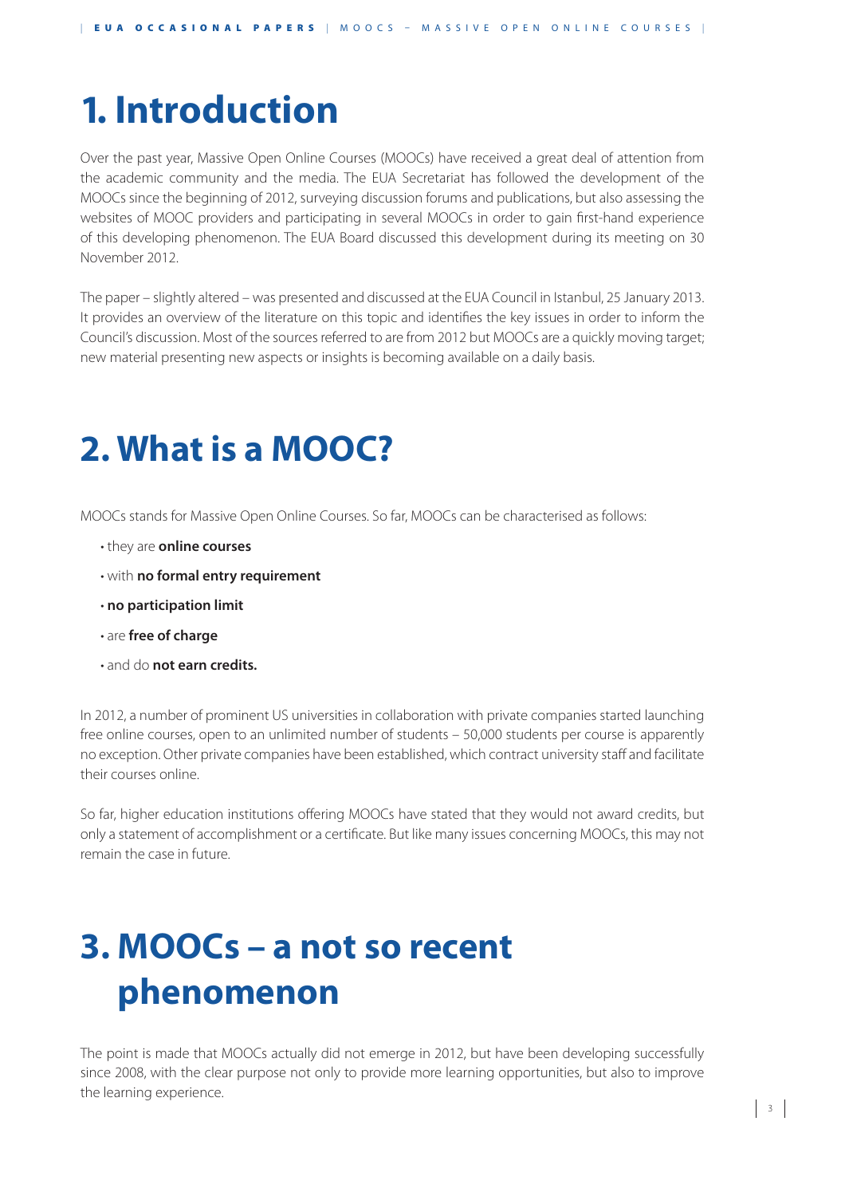# 1. Introduction

Over the past year, Massive Open Online Courses (MOOCs) have received a great deal of attention from the academic community and the media. The EUA Secretariat has followed the development of the MOOCs since the beginning of 2012, surveying discussion forums and publications, but also assessing the websites of MOOC providers and participating in several MOOCs in order to gain first-hand experience of this developing phenomenon. The EUA Board discussed this development during its meeting on 30 November 2012.

The paper – slightly altered – was presented and discussed at the EUA Council in Istanbul, 25 January 2013. It provides an overview of the literature on this topic and identifies the key issues in order to inform the Council's discussion. Most of the sources referred to are from 2012 but MOOCs are a quickly moving target; new material presenting new aspects or insights is becoming available on a daily basis.

# 2. What is a MOOC?

MOOCs stands for Massive Open Online Courses. So far, MOOCs can be characterised as follows:

- they are **online courses**
- with **no formal entry requirement**
- **no participation limit**
- are **free of charge**
- and do **not earn credits.**

In 2012, a number of prominent US universities in collaboration with private companies started launching free online courses, open to an unlimited number of students – 50,000 students per course is apparently no exception. Other private companies have been established, which contract university staff and facilitate their courses online.

So far, higher education institutions offering MOOCs have stated that they would not award credits, but only a statement of accomplishment or a certificate. But like many issues concerning MOOCs, this may not remain the case in future.

# 3. MOOCs – a not so recent phenomenon

The point is made that MOOCs actually did not emerge in 2012, but have been developing successfully since 2008, with the clear purpose not only to provide more learning opportunities, but also to improve the learning experience.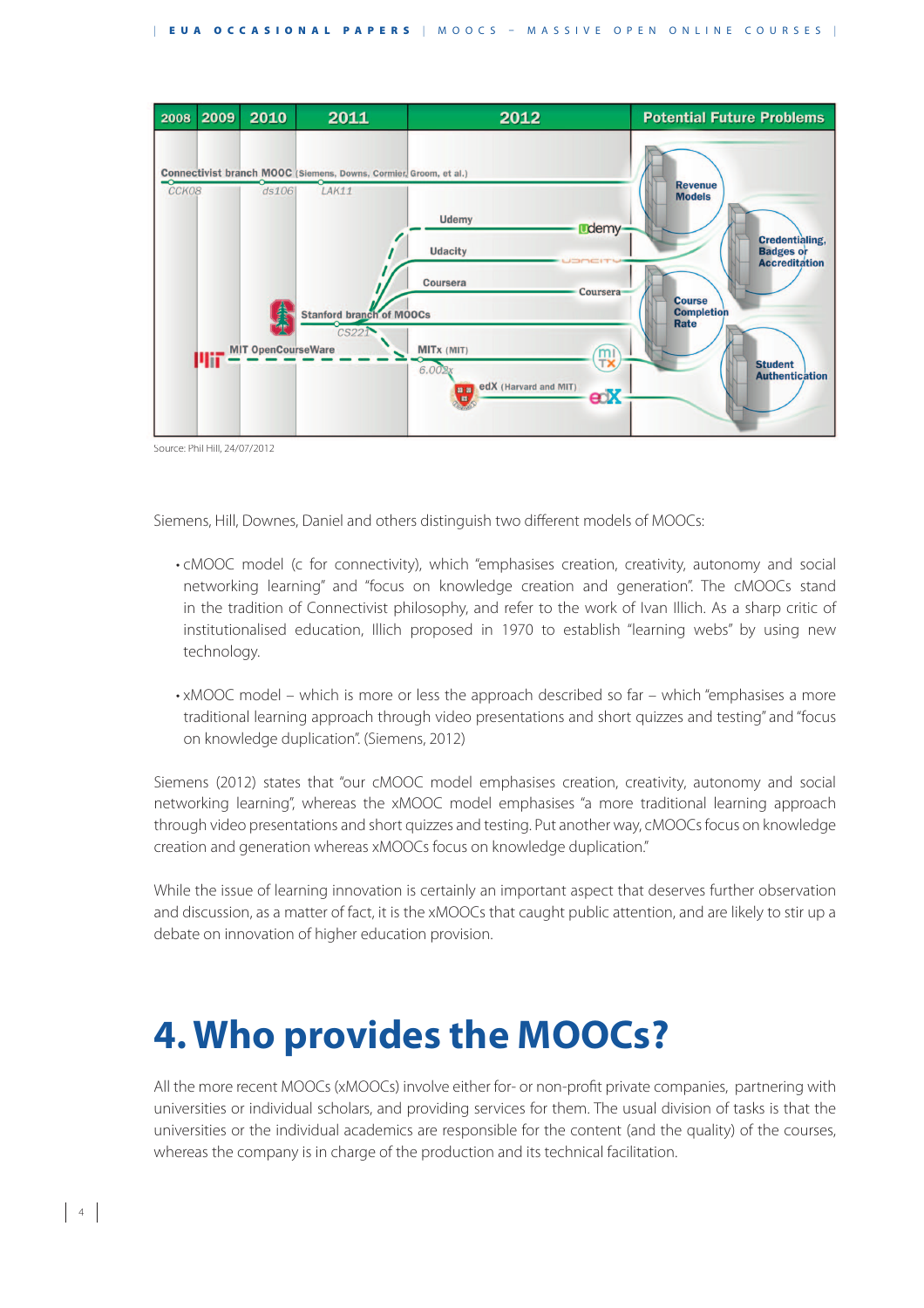Source: Phil Hill, 24/07/2012

Siemens, Hill, Downes, Daniel and others distinguish two different models of MOOCs:

- cMOOC model (c for connectivity), which "emphasises creation, creativity, autonomy and social networking learning" and "focus on knowledge creation and generation". The cMOOCs stand in the tradition of Connectivist philosophy, and refer to the work of Ivan Illich. As a sharp critic of institutionalised education, Illich proposed in 1970 to establish "learning webs" by using new technology.

- xMOOC model – which is more or less the approach described so far – which "emphasises a more traditional learning approach through video presentations and short quizzes and testing" and "focus on knowledge duplication". (Siemens, 2012)

Siemens (2012) states that "our cMOOC model emphasises creation, creativity, autonomy and social networking learning", whereas the xMOOC model emphasises "a more traditional learning approach through video presentations and short quizzes and testing. Put another way, cMOOCs focus on knowledge creation and generation whereas xMOOCs focus on knowledge duplication."

While the issue of learning innovation is certainly an important aspect that deserves further observation and discussion, as a matter of fact, it is the xMOOCs that caught public attention, and are likely to stir up a debate on innovation of higher education provision.

# 4. Who provides the MOOCs?

All the more recent MOOCs (xMOOCs) involve either for- or non-profit private companies, partnering with universities or individual scholars, and providing services for them. The usual division of tasks is that the universities or the individual academics are responsible for the content (and the quality) of the courses, whereas the company is in charge of the production and its technical facilitation.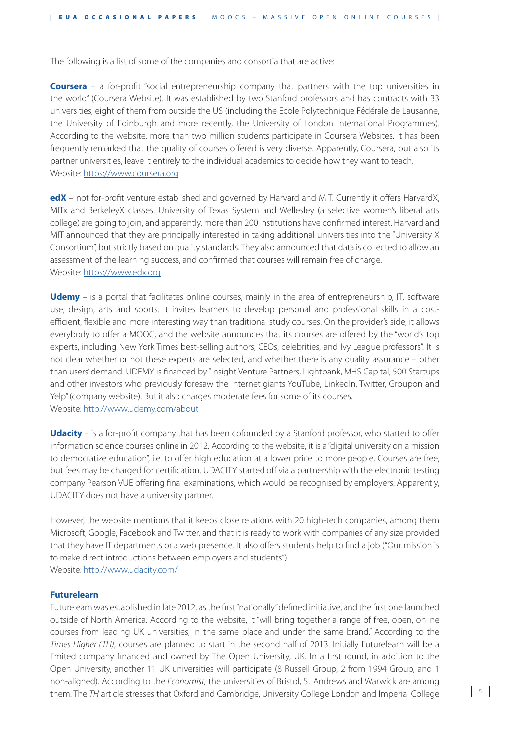The following is a list of some of the companies and consortia that are active:

**Coursera** – a for-profit "social entrepreneurship company that partners with the top universities in the world" (Coursera Website). It was established by two Stanford professors and has contracts with 33 universities, eight of them from outside the US (including the Ecole Polytechnique Fédérale de Lausanne, the University of Edinburgh and more recently, the University of London International Programmes). According to the website, more than two million students participate in Coursera Websites. It has been frequently remarked that the quality of courses offered is very diverse. Apparently, Coursera, but also its partner universities, leave it entirely to the individual academics to decide how they want to teach.
Website: https://www.coursera.org

**edX** – not for-profit venture established and governed by Harvard and MIT. Currently it offers HarvardX, MITx and BerkeleyX classes. University of Texas System and Wellesley (a selective women's liberal arts college) are going to join, and apparently, more than 200 institutions have confirmed interest. Harvard and MIT announced that they are principally interested in taking additional universities into the "University X Consortium", but strictly based on quality standards. They also announced that data is collected to allow an assessment of the learning success, and confirmed that courses will remain free of charge.
Website: https://www.edx.org

**Udemy** – is a portal that facilitates online courses, mainly in the area of entrepreneurship, IT, software use, design, arts and sports. It invites learners to develop personal and professional skills in a cost-efficient, flexible and more interesting way than traditional study courses. On the provider's side, it allows everybody to offer a MOOC, and the website announces that its courses are offered by the "world's top experts, including New York Times best-selling authors, CEOs, celebrities, and Ivy League professors". It is not clear whether or not these experts are selected, and whether there is any quality assurance – other than users' demand. UDEMY is financed by "Insight Venture Partners, Lightbank, MHS Capital, 500 Startups and other investors who previously foresaw the internet giants YouTube, LinkedIn, Twitter, Groupon and Yelp" (company website). But it also charges moderate fees for some of its courses.
Website: http://www.udemy.com/about

**Udacity** – is a for-profit company that has been cofounded by a Stanford professor, who started to offer information science courses online in 2012. According to the website, it is a "digital university on a mission to democratize education", i.e. to offer high education at a lower price to more people. Courses are free, but fees may be charged for certification. UDACITY started off via a partnership with the electronic testing company Pearson VUE offering final examinations, which would be recognised by employers. Apparently, UDACITY does not have a university partner.

However, the website mentions that it keeps close relations with 20 high-tech companies, among them Microsoft, Google, Facebook and Twitter, and that it is ready to work with companies of any size provided that they have IT departments or a web presence. It also offers students help to find a job ("Our mission is to make direct introductions between employers and students").
Website: http://www.udacity.com/

**Futurelearn**

Futurelearn was established in late 2012, as the first "nationally" defined initiative, and the first one launched outside of North America. According to the website, it "will bring together a range of free, open, online courses from leading UK universities, in the same place and under the same brand." According to the *Times Higher (TH)*, courses are planned to start in the second half of 2013. Initially Futurelearn will be a limited company financed and owned by The Open University, UK. In a first round, in addition to the Open University, another 11 UK universities will participate (8 Russell Group, 2 from 1994 Group, and 1 non-aligned). According to the *Economist*, the universities of Bristol, St Andrews and Warwick are among them. The *TH* article stresses that Oxford and Cambridge, University College London and Imperial College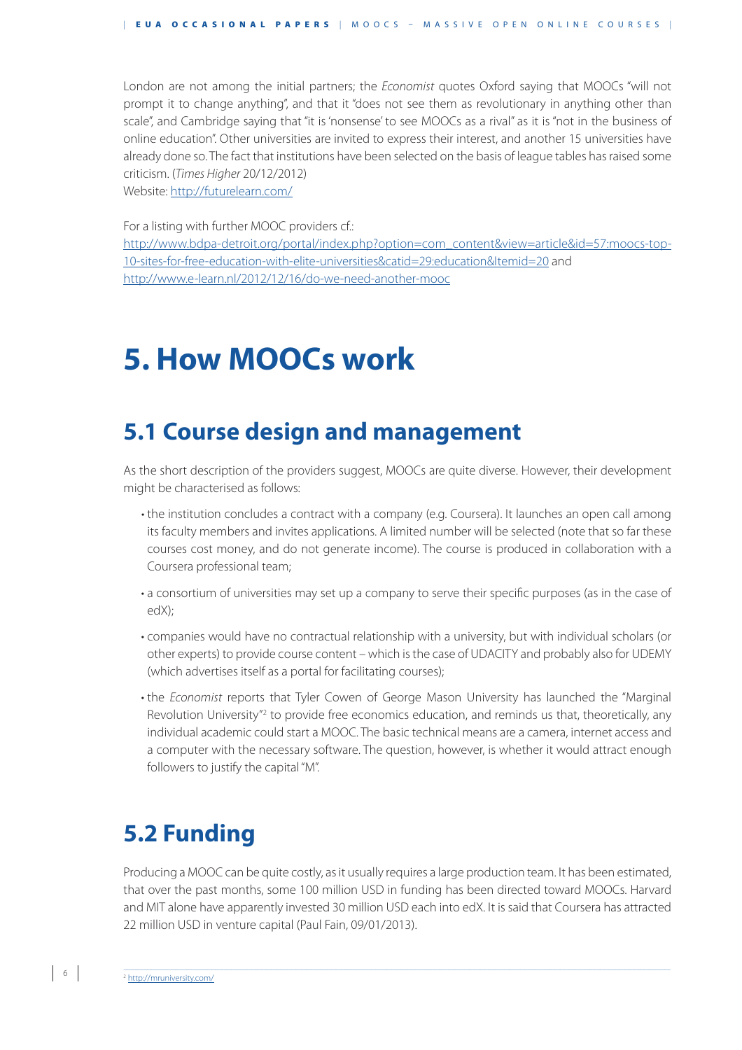London are not among the initial partners; the *Economist* quotes Oxford saying that MOOCs "will not prompt it to change anything", and that it "does not see them as revolutionary in anything other than scale", and Cambridge saying that "it is 'nonsense' to see MOOCs as a rival" as it is "not in the business of online education". Other universities are invited to express their interest, and another 15 universities have already done so. The fact that institutions have been selected on the basis of league tables has raised some criticism. (*Times Higher* 20/12/2012)
Website: http://futurelearn.com/

For a listing with further MOOC providers cf.:
http://www.bdpa-detroit.org/portal/index.php?option=com_content&view=article&id=57:moocs-top-10-sites-for-free-education-with-elite-universities&catid=29:education&Itemid=20 and http://www.e-learn.nl/2012/12/16/do-we-need-another-mooc

# 5. How MOOCs work

## 5.1 Course design and management

As the short description of the providers suggest, MOOCs are quite diverse. However, their development might be characterised as follows:

- the institution concludes a contract with a company (e.g. Coursera). It launches an open call among its faculty members and invites applications. A limited number will be selected (note that so far these courses cost money, and do not generate income). The course is produced in collaboration with a Coursera professional team;
- a consortium of universities may set up a company to serve their specific purposes (as in the case of edX);
- companies would have no contractual relationship with a university, but with individual scholars (or other experts) to provide course content – which is the case of UDACITY and probably also for UDEMY (which advertises itself as a portal for facilitating courses);
- the *Economist* reports that Tyler Cowen of George Mason University has launched the "Marginal Revolution University"[2] to provide free economics education, and reminds us that, theoretically, any individual academic could start a MOOC. The basic technical means are a camera, internet access and a computer with the necessary software. The question, however, is whether it would attract enough followers to justify the capital "M".

## 5.2 Funding

Producing a MOOC can be quite costly, as it usually requires a large production team. It has been estimated, that over the past months, some 100 million USD in funding has been directed toward MOOCs. Harvard and MIT alone have apparently invested 30 million USD each into edX. It is said that Coursera has attracted 22 million USD in venture capital (Paul Fain, 09/01/2013).

[2] http://mruniversity.com/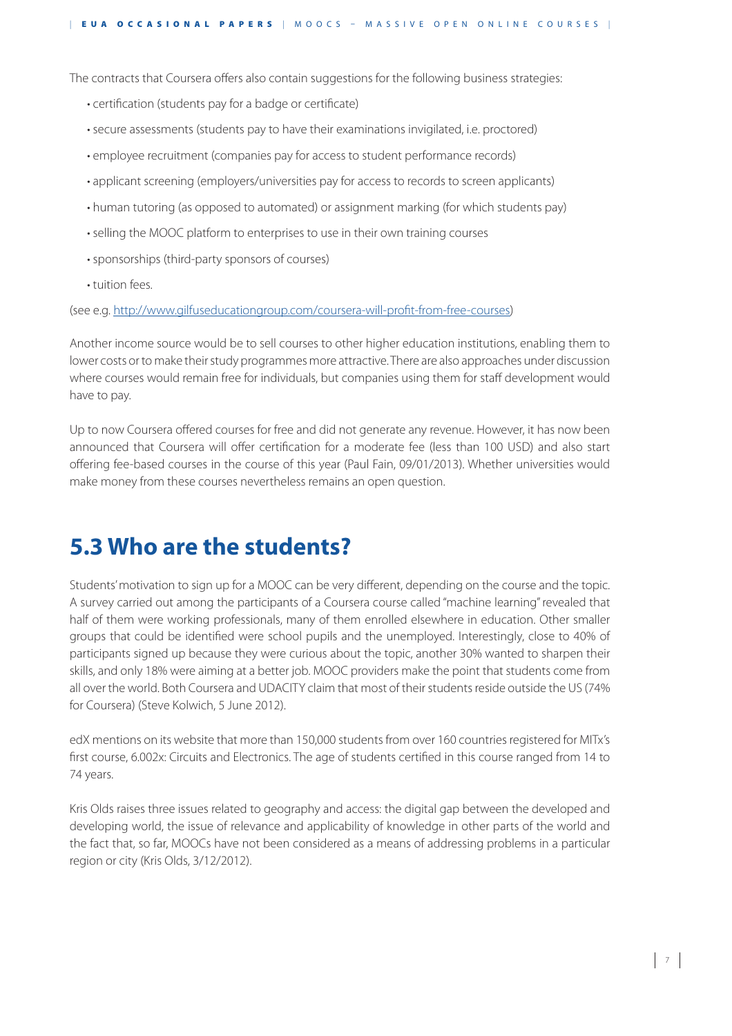The contracts that Coursera offers also contain suggestions for the following business strategies:

- certification (students pay for a badge or certificate)
- secure assessments (students pay to have their examinations invigilated, i.e. proctored)
- employee recruitment (companies pay for access to student performance records)
- applicant screening (employers/universities pay for access to records to screen applicants)
- human tutoring (as opposed to automated) or assignment marking (for which students pay)
- selling the MOOC platform to enterprises to use in their own training courses
- sponsorships (third-party sponsors of courses)
- tuition fees.

(see e.g. [http://www.gilfuseducationgroup.com/coursera-will-profit-from-free-courses](http://www.gilfuseducationgroup.com/coursera-will-profit-from-free-courses))

Another income source would be to sell courses to other higher education institutions, enabling them to lower costs or to make their study programmes more attractive. There are also approaches under discussion where courses would remain free for individuals, but companies using them for staff development would have to pay.

Up to now Coursera offered courses for free and did not generate any revenue. However, it has now been announced that Coursera will offer certification for a moderate fee (less than 100 USD) and also start offering fee-based courses in the course of this year (Paul Fain, 09/01/2013). Whether universities would make money from these courses nevertheless remains an open question.

## 5.3 Who are the students?

Students' motivation to sign up for a MOOC can be very different, depending on the course and the topic. A survey carried out among the participants of a Coursera course called "machine learning" revealed that half of them were working professionals, many of them enrolled elsewhere in education. Other smaller groups that could be identified were school pupils and the unemployed. Interestingly, close to 40% of participants signed up because they were curious about the topic, another 30% wanted to sharpen their skills, and only 18% were aiming at a better job. MOOC providers make the point that students come from all over the world. Both Coursera and UDACITY claim that most of their students reside outside the US (74% for Coursera) (Steve Kolwich, 5 June 2012).

edX mentions on its website that more than 150,000 students from over 160 countries registered for MITx's first course, 6.002x: Circuits and Electronics. The age of students certified in this course ranged from 14 to 74 years.

Kris Olds raises three issues related to geography and access: the digital gap between the developed and developing world, the issue of relevance and applicability of knowledge in other parts of the world and the fact that, so far, MOOCs have not been considered as a means of addressing problems in a particular region or city (Kris Olds, 3/12/2012).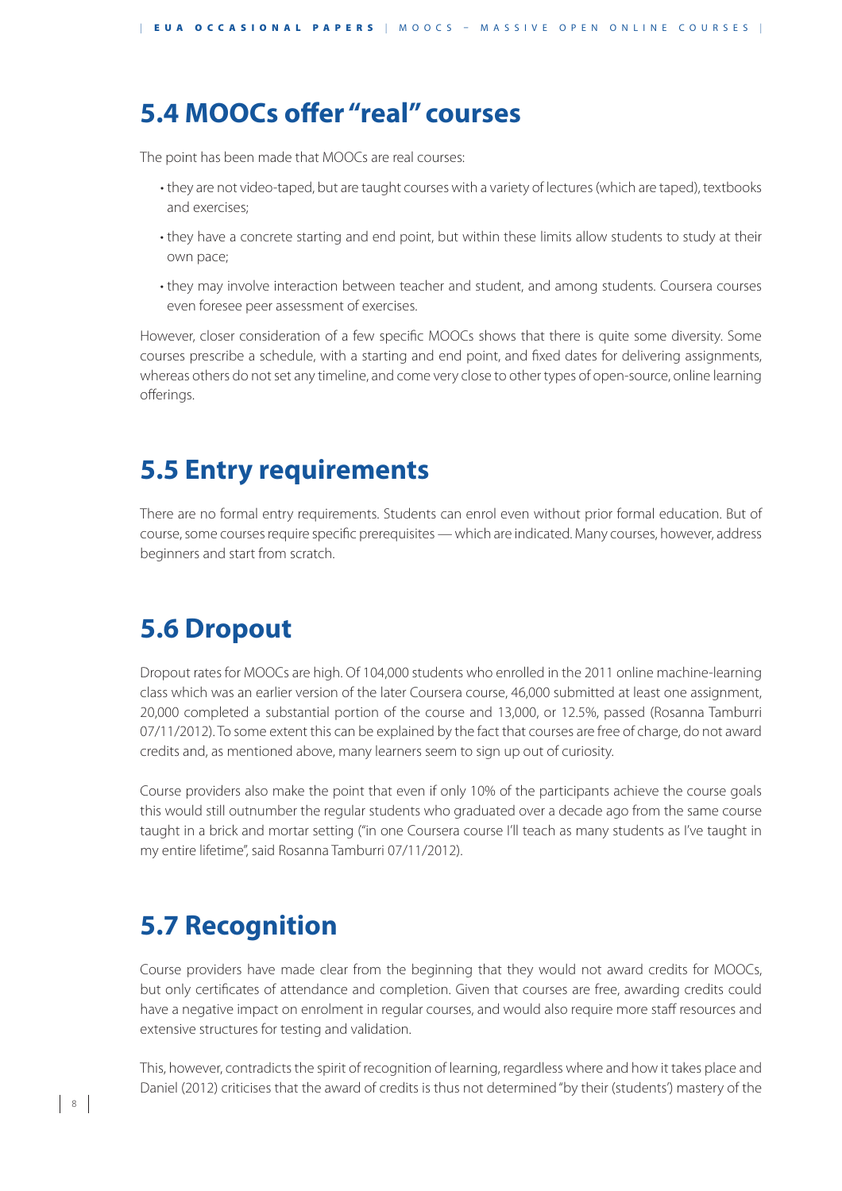## 5.4 MOOCs offer "real" courses

The point has been made that MOOCs are real courses:

- they are not video-taped, but are taught courses with a variety of lectures (which are taped), textbooks and exercises;
- they have a concrete starting and end point, but within these limits allow students to study at their own pace;
- they may involve interaction between teacher and student, and among students. Coursera courses even foresee peer assessment of exercises.

However, closer consideration of a few specific MOOCs shows that there is quite some diversity. Some courses prescribe a schedule, with a starting and end point, and fixed dates for delivering assignments, whereas others do not set any timeline, and come very close to other types of open-source, online learning offerings.

## 5.5 Entry requirements

There are no formal entry requirements. Students can enrol even without prior formal education. But of course, some courses require specific prerequisites — which are indicated. Many courses, however, address beginners and start from scratch.

## 5.6 Dropout

Dropout rates for MOOCs are high. Of 104,000 students who enrolled in the 2011 online machine-learning class which was an earlier version of the later Coursera course, 46,000 submitted at least one assignment, 20,000 completed a substantial portion of the course and 13,000, or 12.5%, passed (Rosanna Tamburri 07/11/2012). To some extent this can be explained by the fact that courses are free of charge, do not award credits and, as mentioned above, many learners seem to sign up out of curiosity.

Course providers also make the point that even if only 10% of the participants achieve the course goals this would still outnumber the regular students who graduated over a decade ago from the same course taught in a brick and mortar setting ("in one Coursera course I'll teach as many students as I've taught in my entire lifetime", said Rosanna Tamburri 07/11/2012).

## 5.7 Recognition

Course providers have made clear from the beginning that they would not award credits for MOOCs, but only certificates of attendance and completion. Given that courses are free, awarding credits could have a negative impact on enrolment in regular courses, and would also require more staff resources and extensive structures for testing and validation.

This, however, contradicts the spirit of recognition of learning, regardless where and how it takes place and Daniel (2012) criticises that the award of credits is thus not determined "by their (students') mastery of the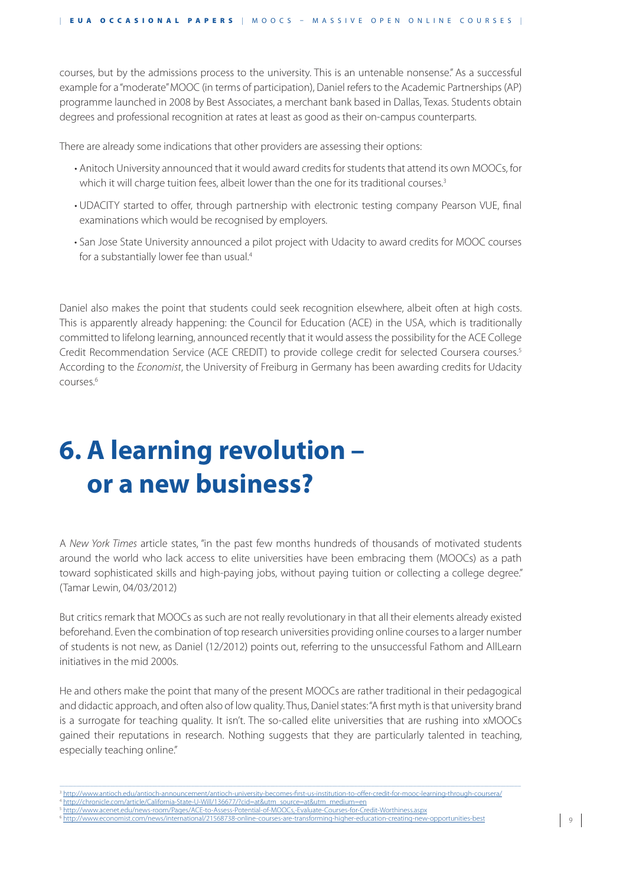courses, but by the admissions process to the university. This is an untenable nonsense." As a successful example for a "moderate" MOOC (in terms of participation), Daniel refers to the Academic Partnerships (AP) programme launched in 2008 by Best Associates, a merchant bank based in Dallas, Texas. Students obtain degrees and professional recognition at rates at least as good as their on-campus counterparts.

There are already some indications that other providers are assessing their options:

- Anitoch University announced that it would award credits for students that attend its own MOOCs, for which it will charge tuition fees, albeit lower than the one for its traditional courses.[3]
- UDACITY started to offer, through partnership with electronic testing company Pearson VUE, final examinations which would be recognised by employers.
- San Jose State University announced a pilot project with Udacity to award credits for MOOC courses for a substantially lower fee than usual.[4]

Daniel also makes the point that students could seek recognition elsewhere, albeit often at high costs. This is apparently already happening: the Council for Education (ACE) in the USA, which is traditionally committed to lifelong learning, announced recently that it would assess the possibility for the ACE College Credit Recommendation Service (ACE CREDIT) to provide college credit for selected Coursera courses.[5] According to the *Economist*, the University of Freiburg in Germany has been awarding credits for Udacity courses.[6]

# 6. A learning revolution – or a new business?

A *New York Times* article states, "in the past few months hundreds of thousands of motivated students around the world who lack access to elite universities have been embracing them (MOOCs) as a path toward sophisticated skills and high-paying jobs, without paying tuition or collecting a college degree." (Tamar Lewin, 04/03/2012)

But critics remark that MOOCs as such are not really revolutionary in that all their elements already existed beforehand. Even the combination of top research universities providing online courses to a larger number of students is not new, as Daniel (12/2012) points out, referring to the unsuccessful Fathom and AllLearn initiatives in the mid 2000s.

He and others make the point that many of the present MOOCs are rather traditional in their pedagogical and didactic approach, and often also of low quality. Thus, Daniel states: "A first myth is that university brand is a surrogate for teaching quality. It isn't. The so-called elite universities that are rushing into xMOOCs gained their reputations in research. Nothing suggests that they are particularly talented in teaching, especially teaching online."

---

[3] http://www.antioch.edu/antioch-announcement/antioch-university-becomes-first-us-institution-to-offer-credit-for-mooc-learning-through-coursera/
[4] http://chronicle.com/article/California-State-U-Will/136677/?cid=at&utm_source=at&utm_medium=en
[5] http://www.acenet.edu/news-room/Pages/ACE-to-Assess-Potential-of-MOOCs,-Evaluate-Courses-for-Credit-Worthiness.aspx
[6] http://www.economist.com/news/international/21568738-online-courses-are-transforming-higher-education-creating-new-opportunities-best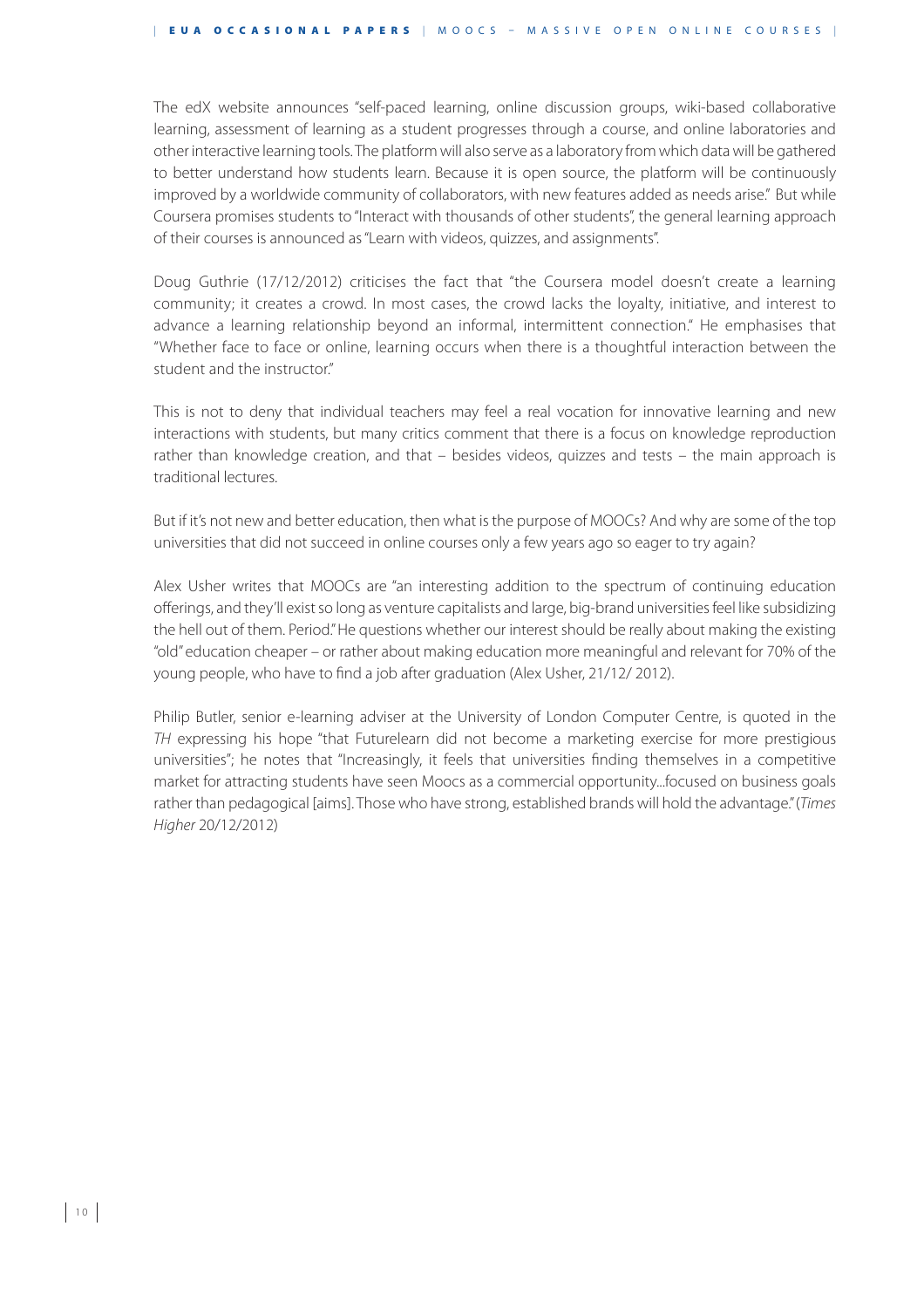The edX website announces "self-paced learning, online discussion groups, wiki-based collaborative learning, assessment of learning as a student progresses through a course, and online laboratories and other interactive learning tools. The platform will also serve as a laboratory from which data will be gathered to better understand how students learn. Because it is open source, the platform will be continuously improved by a worldwide community of collaborators, with new features added as needs arise." But while Coursera promises students to "Interact with thousands of other students", the general learning approach of their courses is announced as "Learn with videos, quizzes, and assignments".

Doug Guthrie (17/12/2012) criticises the fact that "the Coursera model doesn't create a learning community; it creates a crowd. In most cases, the crowd lacks the loyalty, initiative, and interest to advance a learning relationship beyond an informal, intermittent connection." He emphasises that "Whether face to face or online, learning occurs when there is a thoughtful interaction between the student and the instructor."

This is not to deny that individual teachers may feel a real vocation for innovative learning and new interactions with students, but many critics comment that there is a focus on knowledge reproduction rather than knowledge creation, and that – besides videos, quizzes and tests – the main approach is traditional lectures.

But if it's not new and better education, then what is the purpose of MOOCs? And why are some of the top universities that did not succeed in online courses only a few years ago so eager to try again?

Alex Usher writes that MOOCs are "an interesting addition to the spectrum of continuing education offerings, and they'll exist so long as venture capitalists and large, big-brand universities feel like subsidizing the hell out of them. Period." He questions whether our interest should be really about making the existing "old" education cheaper – or rather about making education more meaningful and relevant for 70% of the young people, who have to find a job after graduation (Alex Usher, 21/12/ 2012).

Philip Butler, senior e-learning adviser at the University of London Computer Centre, is quoted in the *TH* expressing his hope "that Futurelearn did not become a marketing exercise for more prestigious universities"; he notes that "Increasingly, it feels that universities finding themselves in a competitive market for attracting students have seen Moocs as a commercial opportunity...focused on business goals rather than pedagogical [aims]. Those who have strong, established brands will hold the advantage." (*Times Higher* 20/12/2012)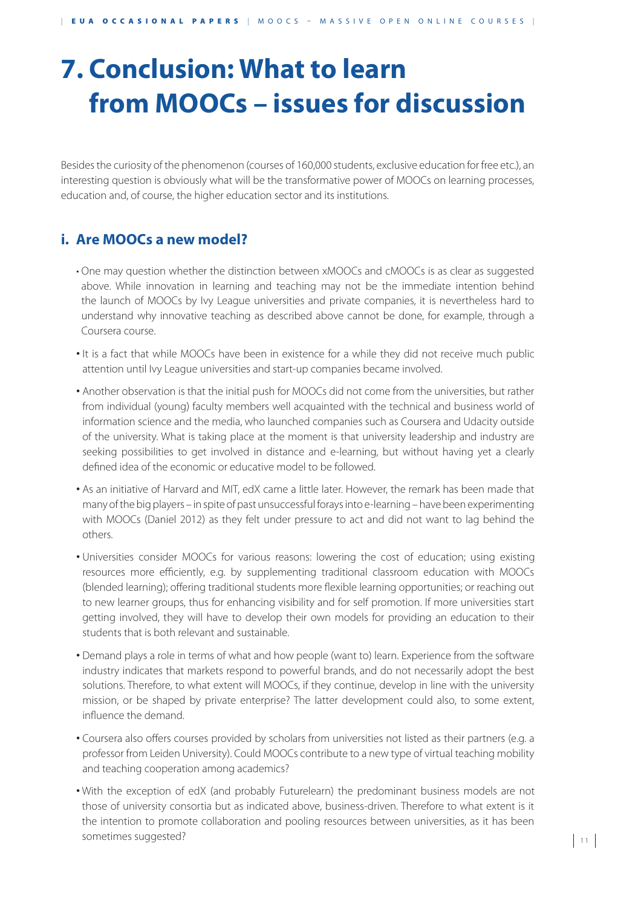# 7. Conclusion: What to learn from MOOCs – issues for discussion

Besides the curiosity of the phenomenon (courses of 160,000 students, exclusive education for free etc.), an interesting question is obviously what will be the transformative power of MOOCs on learning processes, education and, of course, the higher education sector and its institutions.

## i. Are MOOCs a new model?

- One may question whether the distinction between xMOOCs and cMOOCs is as clear as suggested above. While innovation in learning and teaching may not be the immediate intention behind the launch of MOOCs by Ivy League universities and private companies, it is nevertheless hard to understand why innovative teaching as described above cannot be done, for example, through a Coursera course.
- It is a fact that while MOOCs have been in existence for a while they did not receive much public attention until Ivy League universities and start-up companies became involved.
- Another observation is that the initial push for MOOCs did not come from the universities, but rather from individual (young) faculty members well acquainted with the technical and business world of information science and the media, who launched companies such as Coursera and Udacity outside of the university. What is taking place at the moment is that university leadership and industry are seeking possibilities to get involved in distance and e-learning, but without having yet a clearly defined idea of the economic or educative model to be followed.
- As an initiative of Harvard and MIT, edX came a little later. However, the remark has been made that many of the big players – in spite of past unsuccessful forays into e-learning – have been experimenting with MOOCs (Daniel 2012) as they felt under pressure to act and did not want to lag behind the others.
- Universities consider MOOCs for various reasons: lowering the cost of education; using existing resources more efficiently, e.g. by supplementing traditional classroom education with MOOCs (blended learning); offering traditional students more flexible learning opportunities; or reaching out to new learner groups, thus for enhancing visibility and for self promotion. If more universities start getting involved, they will have to develop their own models for providing an education to their students that is both relevant and sustainable.
- Demand plays a role in terms of what and how people (want to) learn. Experience from the software industry indicates that markets respond to powerful brands, and do not necessarily adopt the best solutions. Therefore, to what extent will MOOCs, if they continue, develop in line with the university mission, or be shaped by private enterprise? The latter development could also, to some extent, influence the demand.
- Coursera also offers courses provided by scholars from universities not listed as their partners (e.g. a professor from Leiden University). Could MOOCs contribute to a new type of virtual teaching mobility and teaching cooperation among academics?
- With the exception of edX (and probably Futurelearn) the predominant business models are not those of university consortia but as indicated above, business-driven. Therefore to what extent is it the intention to promote collaboration and pooling resources between universities, as it has been sometimes suggested?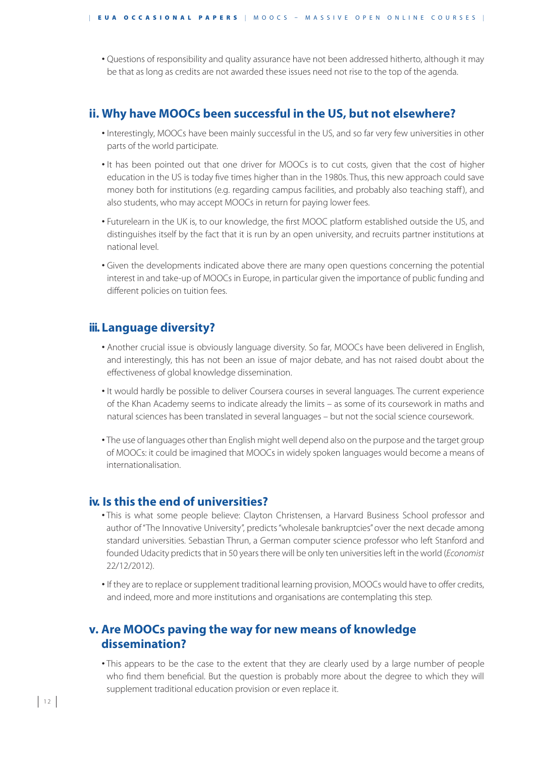- Questions of responsibility and quality assurance have not been addressed hitherto, although it may be that as long as credits are not awarded these issues need not rise to the top of the agenda.

## ii. Why have MOOCs been successful in the US, but not elsewhere?

- Interestingly, MOOCs have been mainly successful in the US, and so far very few universities in other parts of the world participate.
- It has been pointed out that one driver for MOOCs is to cut costs, given that the cost of higher education in the US is today five times higher than in the 1980s. Thus, this new approach could save money both for institutions (e.g. regarding campus facilities, and probably also teaching staff), and also students, who may accept MOOCs in return for paying lower fees.
- Futurelearn in the UK is, to our knowledge, the first MOOC platform established outside the US, and distinguishes itself by the fact that it is run by an open university, and recruits partner institutions at national level.
- Given the developments indicated above there are many open questions concerning the potential interest in and take-up of MOOCs in Europe, in particular given the importance of public funding and different policies on tuition fees.

## iii. Language diversity?

- Another crucial issue is obviously language diversity. So far, MOOCs have been delivered in English, and interestingly, this has not been an issue of major debate, and has not raised doubt about the effectiveness of global knowledge dissemination.
- It would hardly be possible to deliver Coursera courses in several languages. The current experience of the Khan Academy seems to indicate already the limits – as some of its coursework in maths and natural sciences has been translated in several languages – but not the social science coursework.
- The use of languages other than English might well depend also on the purpose and the target group of MOOCs: it could be imagined that MOOCs in widely spoken languages would become a means of internationalisation.

## iv. Is this the end of universities?

- This is what some people believe: Clayton Christensen, a Harvard Business School professor and author of "The Innovative University", predicts "wholesale bankruptcies" over the next decade among standard universities. Sebastian Thrun, a German computer science professor who left Stanford and founded Udacity predicts that in 50 years there will be only ten universities left in the world (*Economist* 22/12/2012).
- If they are to replace or supplement traditional learning provision, MOOCs would have to offer credits, and indeed, more and more institutions and organisations are contemplating this step.

## v. Are MOOCs paving the way for new means of knowledge dissemination?

- This appears to be the case to the extent that they are clearly used by a large number of people who find them beneficial. But the question is probably more about the degree to which they will supplement traditional education provision or even replace it.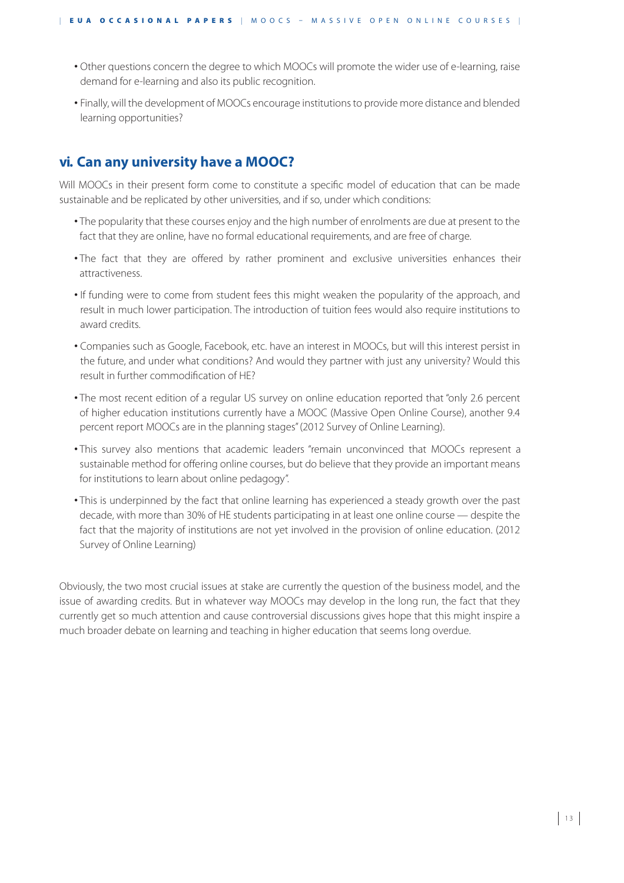- Other questions concern the degree to which MOOCs will promote the wider use of e-learning, raise demand for e-learning and also its public recognition.
- Finally, will the development of MOOCs encourage institutions to provide more distance and blended learning opportunities?

## vi. Can any university have a MOOC?

Will MOOCs in their present form come to constitute a specific model of education that can be made sustainable and be replicated by other universities, and if so, under which conditions:

- The popularity that these courses enjoy and the high number of enrolments are due at present to the fact that they are online, have no formal educational requirements, and are free of charge.
- The fact that they are offered by rather prominent and exclusive universities enhances their attractiveness.
- If funding were to come from student fees this might weaken the popularity of the approach, and result in much lower participation. The introduction of tuition fees would also require institutions to award credits.
- Companies such as Google, Facebook, etc. have an interest in MOOCs, but will this interest persist in the future, and under what conditions? And would they partner with just any university? Would this result in further commodification of HE?
- The most recent edition of a regular US survey on online education reported that "only 2.6 percent of higher education institutions currently have a MOOC (Massive Open Online Course), another 9.4 percent report MOOCs are in the planning stages" (2012 Survey of Online Learning).
- This survey also mentions that academic leaders "remain unconvinced that MOOCs represent a sustainable method for offering online courses, but do believe that they provide an important means for institutions to learn about online pedagogy".
- This is underpinned by the fact that online learning has experienced a steady growth over the past decade, with more than 30% of HE students participating in at least one online course — despite the fact that the majority of institutions are not yet involved in the provision of online education. (2012 Survey of Online Learning)

Obviously, the two most crucial issues at stake are currently the question of the business model, and the issue of awarding credits. But in whatever way MOOCs may develop in the long run, the fact that they currently get so much attention and cause controversial discussions gives hope that this might inspire a much broader debate on learning and teaching in higher education that seems long overdue.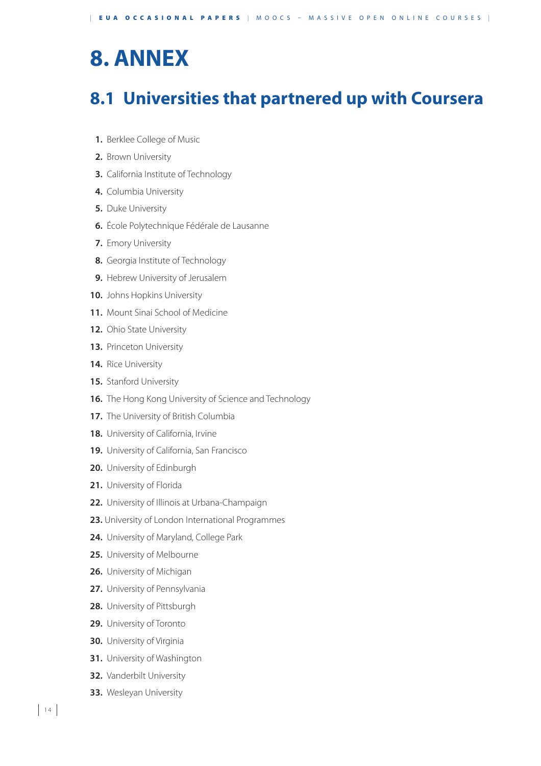# 8. ANNEX

## 8.1 Universities that partnered up with Coursera

1. Berklee College of Music
2. Brown University
3. California Institute of Technology
4. Columbia University
5. Duke University
6. École Polytechnique Fédérale de Lausanne
7. Emory University
8. Georgia Institute of Technology
9. Hebrew University of Jerusalem
10. Johns Hopkins University
11. Mount Sinai School of Medicine
12. Ohio State University
13. Princeton University
14. Rice University
15. Stanford University
16. The Hong Kong University of Science and Technology
17. The University of British Columbia
18. University of California, Irvine
19. University of California, San Francisco
20. University of Edinburgh
21. University of Florida
22. University of Illinois at Urbana-Champaign
23. University of London International Programmes
24. University of Maryland, College Park
25. University of Melbourne
26. University of Michigan
27. University of Pennsylvania
28. University of Pittsburgh
29. University of Toronto
30. University of Virginia
31. University of Washington
32. Vanderbilt University
33. Wesleyan University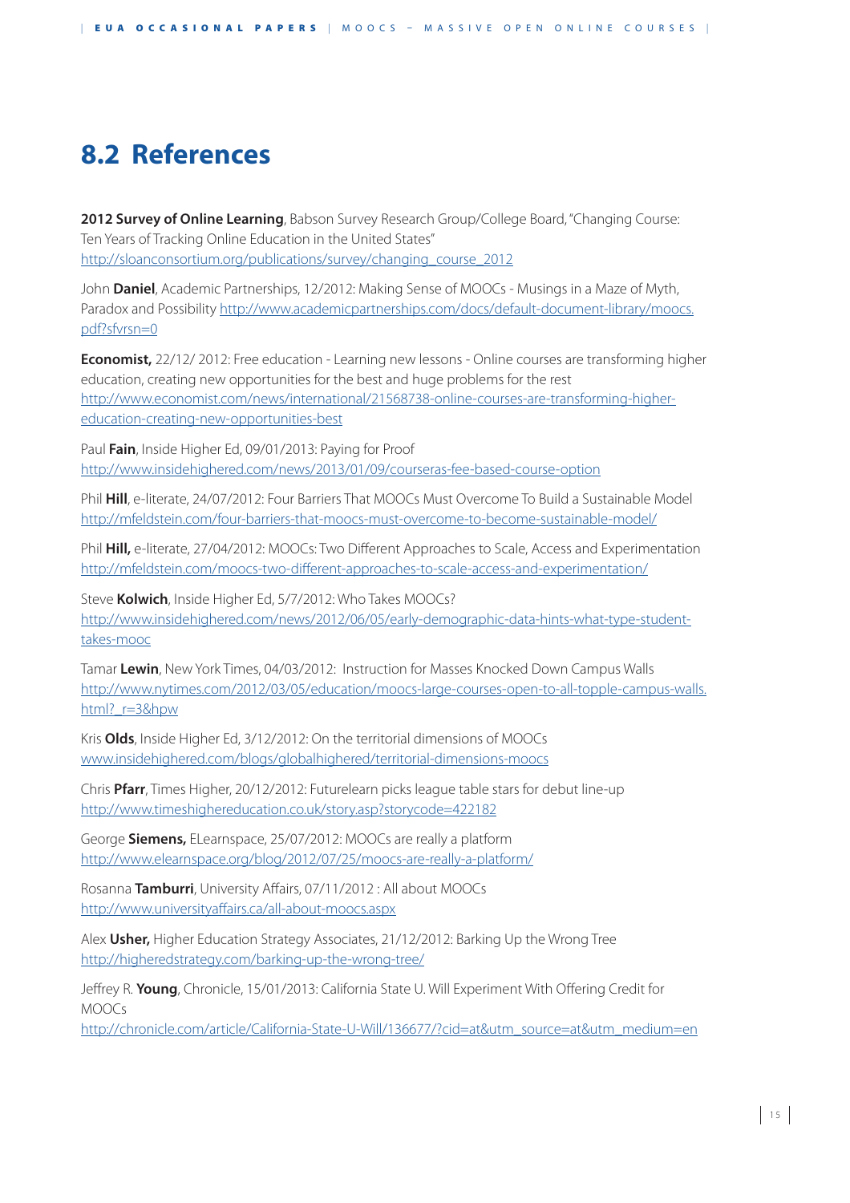## 8.2 References

**2012 Survey of Online Learning**, Babson Survey Research Group/College Board, "Changing Course: Ten Years of Tracking Online Education in the United States" http://sloanconsortium.org/publications/survey/changing_course_2012

John **Daniel**, Academic Partnerships, 12/2012: Making Sense of MOOCs - Musings in a Maze of Myth, Paradox and Possibility http://www.academicpartnerships.com/docs/default-document-library/moocs.pdf?sfvrsn=0

**Economist,** 22/12/ 2012: Free education - Learning new lessons - Online courses are transforming higher education, creating new opportunities for the best and huge problems for the rest http://www.economist.com/news/international/21568738-online-courses-are-transforming-higher-education-creating-new-opportunities-best

Paul **Fain**, Inside Higher Ed, 09/01/2013: Paying for Proof http://www.insidehighered.com/news/2013/01/09/courseras-fee-based-course-option

Phil **Hill**, e-literate, 24/07/2012: Four Barriers That MOOCs Must Overcome To Build a Sustainable Model http://mfeldstein.com/four-barriers-that-moocs-must-overcome-to-become-sustainable-model/

Phil **Hill,** e-literate, 27/04/2012: MOOCs: Two Different Approaches to Scale, Access and Experimentation http://mfeldstein.com/moocs-two-different-approaches-to-scale-access-and-experimentation/

Steve **Kolwich**, Inside Higher Ed, 5/7/2012: Who Takes MOOCs? http://www.insidehighered.com/news/2012/06/05/early-demographic-data-hints-what-type-student-takes-mooc

Tamar **Lewin**, New York Times, 04/03/2012: Instruction for Masses Knocked Down Campus Walls http://www.nytimes.com/2012/03/05/education/moocs-large-courses-open-to-all-topple-campus-walls.html?_r=3&hpw

Kris **Olds**, Inside Higher Ed, 3/12/2012: On the territorial dimensions of MOOCs www.insidehighered.com/blogs/globalhighered/territorial-dimensions-moocs

Chris **Pfarr**, Times Higher, 20/12/2012: Futurelearn picks league table stars for debut line-up http://www.timeshighereducation.co.uk/story.asp?storycode=422182

George **Siemens,** ELearnspace, 25/07/2012: MOOCs are really a platform http://www.elearnspace.org/blog/2012/07/25/moocs-are-really-a-platform/

Rosanna **Tamburri**, University Affairs, 07/11/2012 : All about MOOCs http://www.universityaffairs.ca/all-about-moocs.aspx

Alex **Usher,** Higher Education Strategy Associates, 21/12/2012: Barking Up the Wrong Tree http://higheredstrategy.com/barking-up-the-wrong-tree/

Jeffrey R. **Young**, Chronicle, 15/01/2013: California State U. Will Experiment With Offering Credit for MOOCs http://chronicle.com/article/California-State-U-Will/136677/?cid=at&utm_source=at&utm_medium=en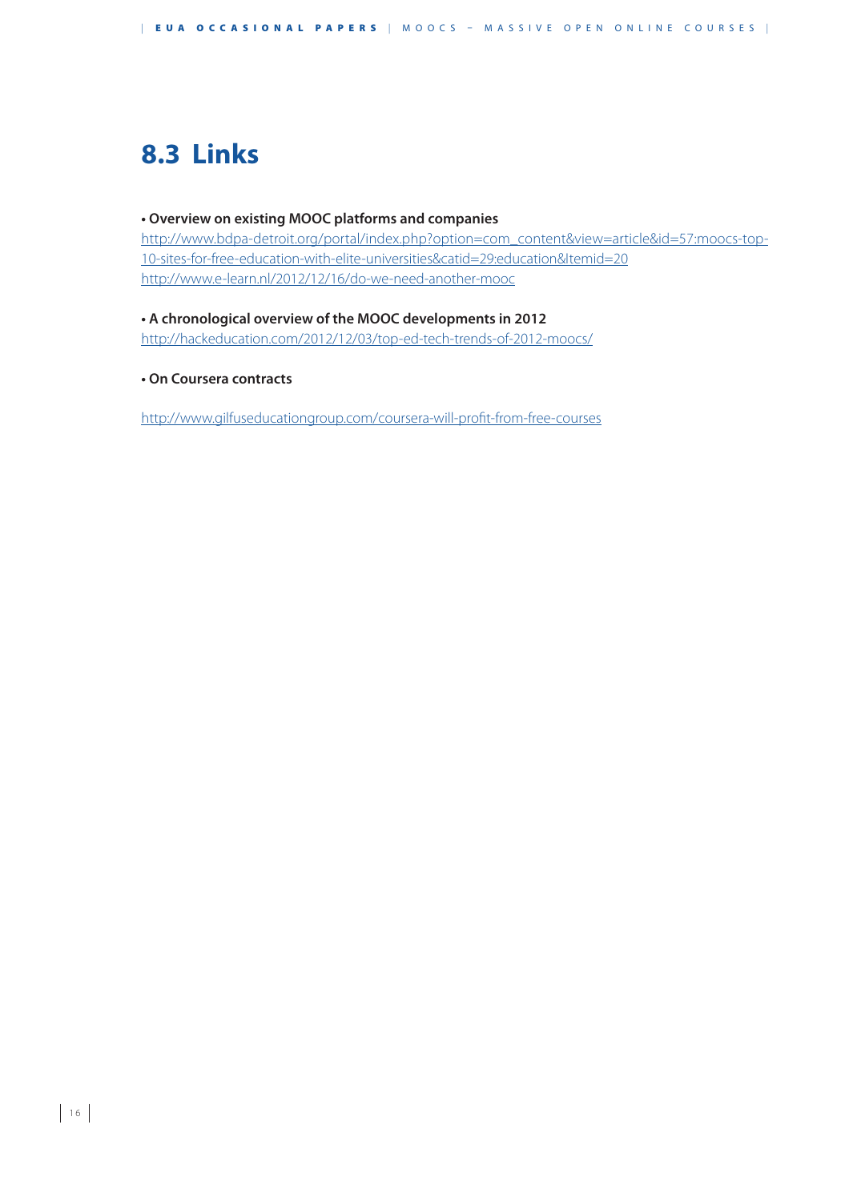## 8.3 Links

**• Overview on existing MOOC platforms and companies**

http://www.bdpa-detroit.org/portal/index.php?option=com_content&view=article&id=57:moocs-top-10-sites-for-free-education-with-elite-universities&catid=29:education&Itemid=20

http://www.e-learn.nl/2012/12/16/do-we-need-another-mooc

**• A chronological overview of the MOOC developments in 2012**

http://hackeducation.com/2012/12/03/top-ed-tech-trends-of-2012-moocs/

**• On Coursera contracts**

http://www.gilfuseducationgroup.com/coursera-will-profit-from-free-courses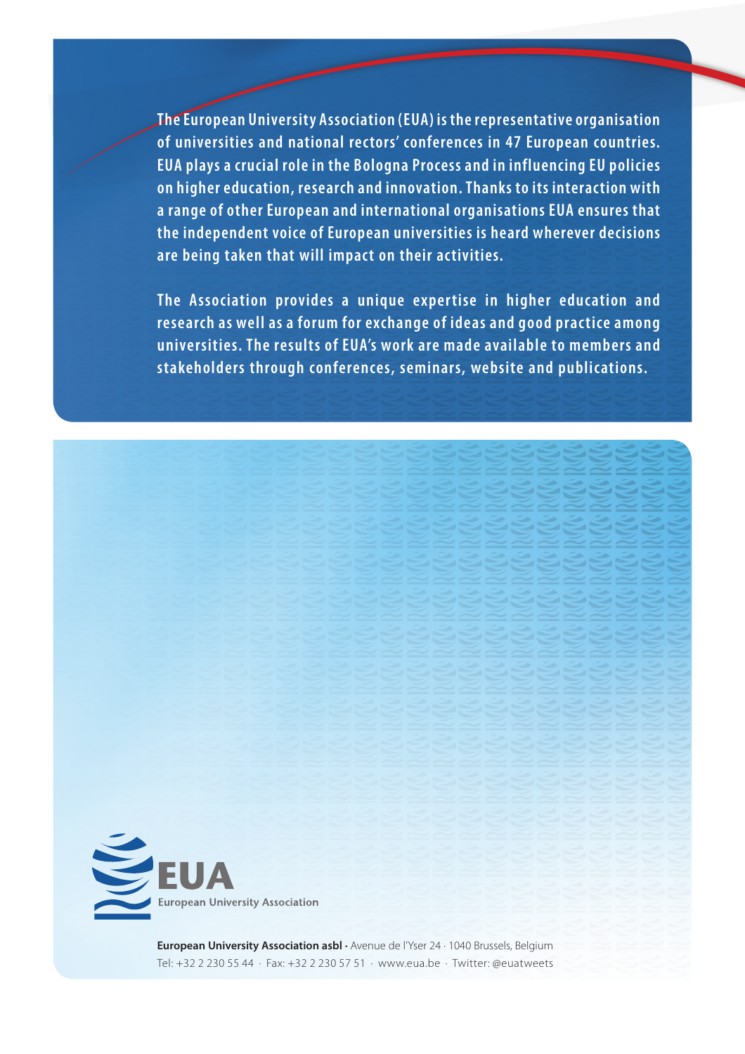The European University Association (EUA) is the representative organisation of universities and national rectors' conferences in 47 European countries. EUA plays a crucial role in the Bologna Process and in influencing EU policies on higher education, research and innovation. Thanks to its interaction with a range of other European and international organisations EUA ensures that the independent voice of European universities is heard wherever decisions are being taken that will impact on their activities.

The Association provides a unique expertise in higher education and research as well as a forum for exchange of ideas and good practice among universities. The results of EUA's work are made available to members and stakeholders through conferences, seminars, website and publications.

EUA
European University Association

**European University Association asbl** · Avenue de l'Yser 24 · 1040 Brussels, Belgium
Tel: +32 2 230 55 44 · Fax: +32 2 230 57 51 · www.eua.be · Twitter: @euatweets